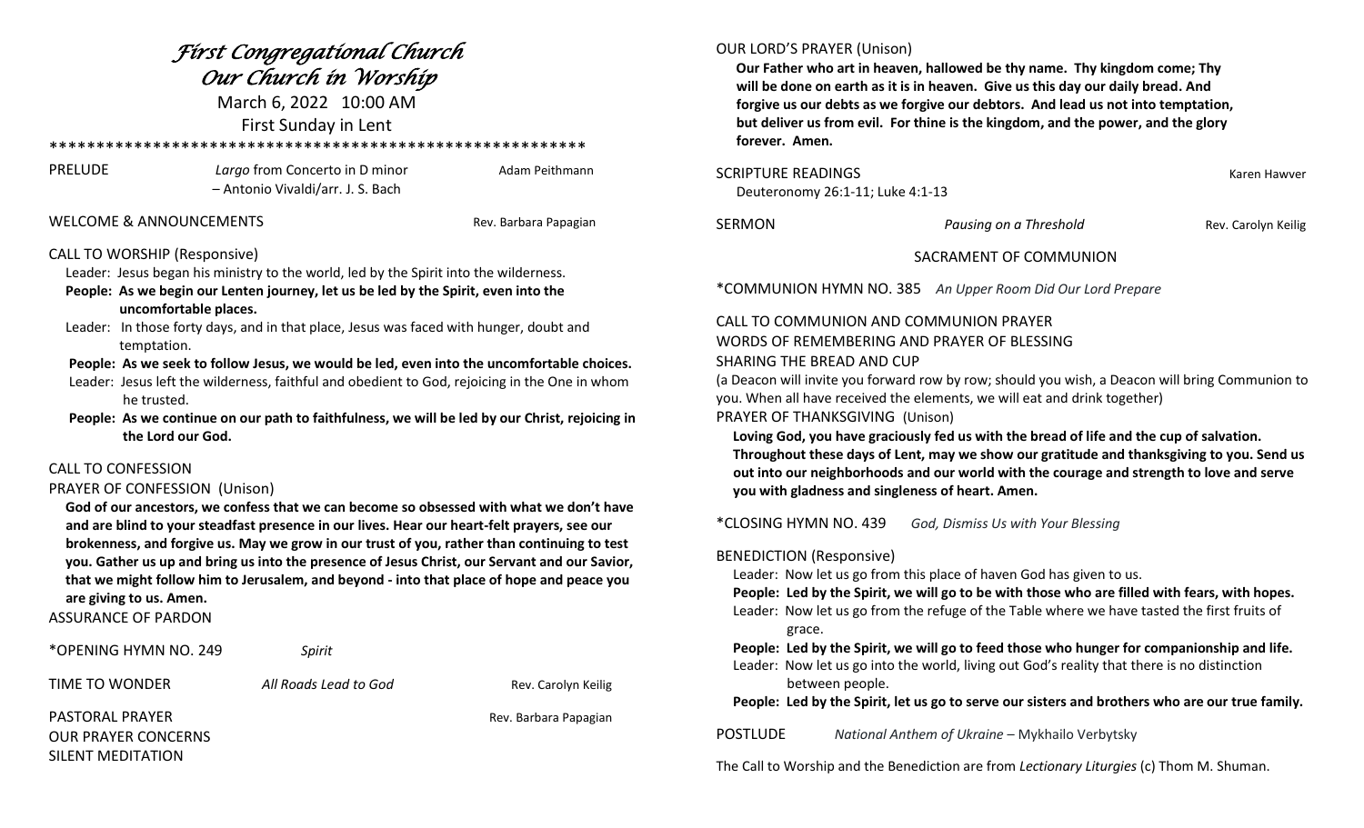# *First Congregational Church*
# *Our Church in Worship*

March 6, 2022 10:00 AM

First Sunday in Lent

\*\*\*\*\*\*\*\*\*\*\*\*\*\*\*\*\*\*\*\*\*\*\*\*\*\*\*\*\*\*\*\*\*\*\*\*\*\*\*\*\*\*\*\*\*\*\*\*\*\*\*\*\*\*\*\*\*\*

PRELUDE — *Largo* from Concerto in D minor – Antonio Vivaldi/arr. J. S. Bach — Adam Peithmann

WELCOME & ANNOUNCEMENTS — Rev. Barbara Papagian

CALL TO WORSHIP (Responsive)

Leader: Jesus began his ministry to the world, led by the Spirit into the wilderness.

**People: As we begin our Lenten journey, let us be led by the Spirit, even into the uncomfortable places.**

Leader: In those forty days, and in that place, Jesus was faced with hunger, doubt and temptation.

**People: As we seek to follow Jesus, we would be led, even into the uncomfortable choices.**

Leader: Jesus left the wilderness, faithful and obedient to God, rejoicing in the One in whom he trusted.

**People: As we continue on our path to faithfulness, we will be led by our Christ, rejoicing in the Lord our God.**

CALL TO CONFESSION

PRAYER OF CONFESSION (Unison)

**God of our ancestors, we confess that we can become so obsessed with what we don't have and are blind to your steadfast presence in our lives. Hear our heart-felt prayers, see our brokenness, and forgive us. May we grow in our trust of you, rather than continuing to test you. Gather us up and bring us into the presence of Jesus Christ, our Servant and our Savior, that we might follow him to Jerusalem, and beyond - into that place of hope and peace you are giving to us. Amen.**

ASSURANCE OF PARDON

\*OPENING HYMN NO. 249 — *Spirit*

TIME TO WONDER — *All Roads Lead to God* — Rev. Carolyn Keilig

PASTORAL PRAYER — Rev. Barbara Papagian

OUR PRAYER CONCERNS

SILENT MEDITATION

OUR LORD'S PRAYER (Unison)

**Our Father who art in heaven, hallowed be thy name. Thy kingdom come; Thy will be done on earth as it is in heaven. Give us this day our daily bread. And forgive us our debts as we forgive our debtors. And lead us not into temptation, but deliver us from evil. For thine is the kingdom, and the power, and the glory forever. Amen.**

SCRIPTURE READINGS — Karen Hawver

Deuteronomy 26:1-11; Luke 4:1-13

SERMON — *Pausing on a Threshold* — Rev. Carolyn Keilig

SACRAMENT OF COMMUNION

\*COMMUNION HYMN NO. 385 — *An Upper Room Did Our Lord Prepare*

CALL TO COMMUNION AND COMMUNION PRAYER

WORDS OF REMEMBERING AND PRAYER OF BLESSING

SHARING THE BREAD AND CUP

(a Deacon will invite you forward row by row; should you wish, a Deacon will bring Communion to you. When all have received the elements, we will eat and drink together)

PRAYER OF THANKSGIVING (Unison)

**Loving God, you have graciously fed us with the bread of life and the cup of salvation. Throughout these days of Lent, may we show our gratitude and thanksgiving to you. Send us out into our neighborhoods and our world with the courage and strength to love and serve you with gladness and singleness of heart. Amen.**

\*CLOSING HYMN NO. 439 — *God, Dismiss Us with Your Blessing*

BENEDICTION (Responsive)

Leader: Now let us go from this place of haven God has given to us.

**People: Led by the Spirit, we will go to be with those who are filled with fears, with hopes.**

Leader: Now let us go from the refuge of the Table where we have tasted the first fruits of grace.

**People: Led by the Spirit, we will go to feed those who hunger for companionship and life.**

Leader: Now let us go into the world, living out God's reality that there is no distinction between people.

**People: Led by the Spirit, let us go to serve our sisters and brothers who are our true family.**

POSTLUDE — *National Anthem of Ukraine* – Mykhailo Verbytsky

The Call to Worship and the Benediction are from *Lectionary Liturgies* (c) Thom M. Shuman.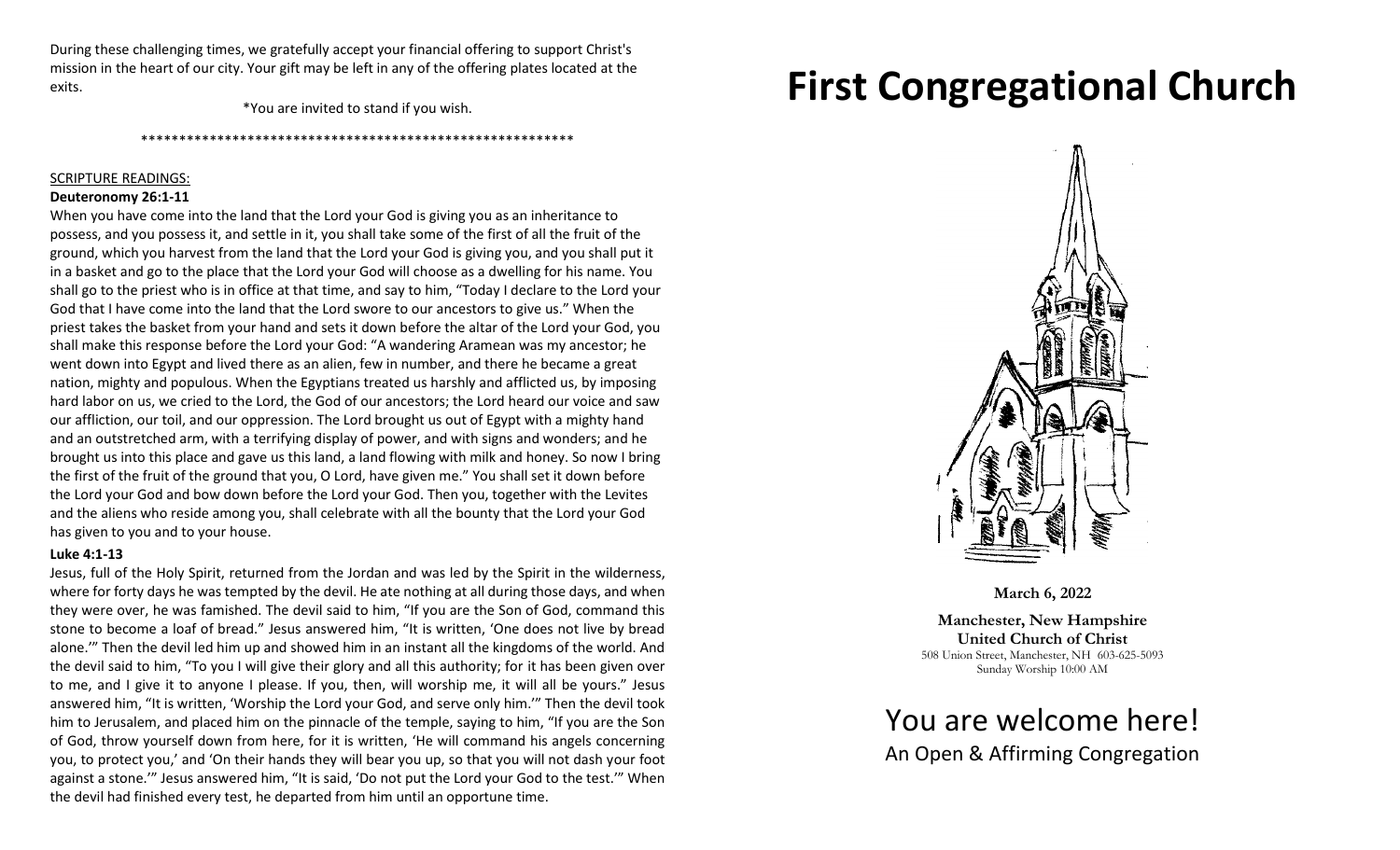During these challenging times, we gratefully accept your financial offering to support Christ's mission in the heart of our city. Your gift may be left in any of the offering plates located at the exits.

*You are invited to stand if you wish.

*********************************************************

SCRIPTURE READINGS:

**Deuteronomy 26:1-11**

When you have come into the land that the Lord your God is giving you as an inheritance to possess, and you possess it, and settle in it, you shall take some of the first of all the fruit of the ground, which you harvest from the land that the Lord your God is giving you, and you shall put it in a basket and go to the place that the Lord your God will choose as a dwelling for his name. You shall go to the priest who is in office at that time, and say to him, "Today I declare to the Lord your God that I have come into the land that the Lord swore to our ancestors to give us." When the priest takes the basket from your hand and sets it down before the altar of the Lord your God, you shall make this response before the Lord your God: "A wandering Aramean was my ancestor; he went down into Egypt and lived there as an alien, few in number, and there he became a great nation, mighty and populous. When the Egyptians treated us harshly and afflicted us, by imposing hard labor on us, we cried to the Lord, the God of our ancestors; the Lord heard our voice and saw our affliction, our toil, and our oppression. The Lord brought us out of Egypt with a mighty hand and an outstretched arm, with a terrifying display of power, and with signs and wonders; and he brought us into this place and gave us this land, a land flowing with milk and honey. So now I bring the first of the fruit of the ground that you, O Lord, have given me." You shall set it down before the Lord your God and bow down before the Lord your God. Then you, together with the Levites and the aliens who reside among you, shall celebrate with all the bounty that the Lord your God has given to you and to your house.

**Luke 4:1-13**

Jesus, full of the Holy Spirit, returned from the Jordan and was led by the Spirit in the wilderness, where for forty days he was tempted by the devil. He ate nothing at all during those days, and when they were over, he was famished. The devil said to him, "If you are the Son of God, command this stone to become a loaf of bread." Jesus answered him, "It is written, 'One does not live by bread alone.'" Then the devil led him up and showed him in an instant all the kingdoms of the world. And the devil said to him, "To you I will give their glory and all this authority; for it has been given over to me, and I give it to anyone I please. If you, then, will worship me, it will all be yours." Jesus answered him, "It is written, 'Worship the Lord your God, and serve only him.'" Then the devil took him to Jerusalem, and placed him on the pinnacle of the temple, saying to him, "If you are the Son of God, throw yourself down from here, for it is written, 'He will command his angels concerning you, to protect you,' and 'On their hands they will bear you up, so that you will not dash your foot against a stone.'" Jesus answered him, "It is said, 'Do not put the Lord your God to the test.'" When the devil had finished every test, he departed from him until an opportune time.

# First Congregational Church

**March 6, 2022**

**Manchester, New Hampshire**
**United Church of Christ**
508 Union Street, Manchester, NH 603-625-5093
Sunday Worship 10:00 AM

## You are welcome here!

An Open & Affirming Congregation